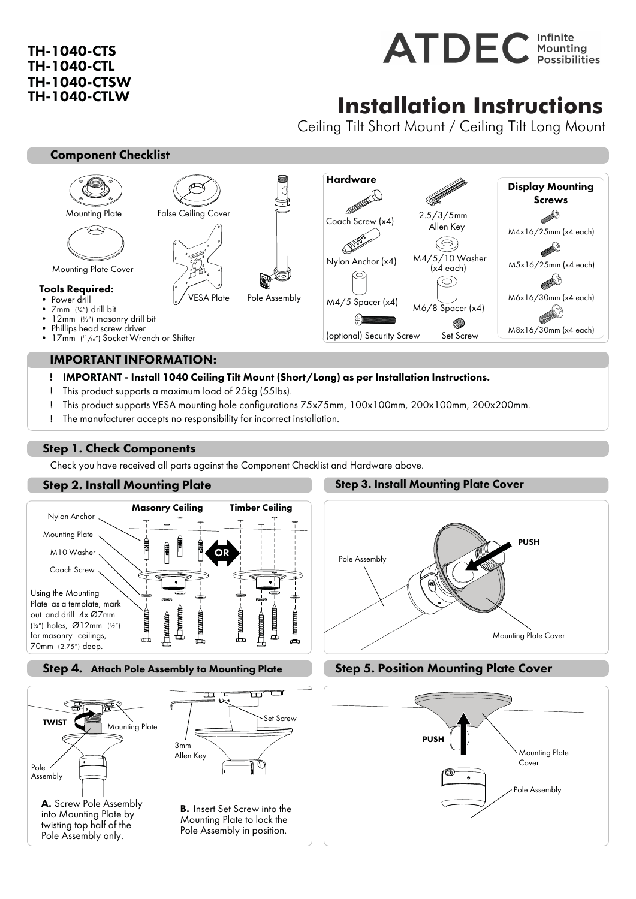**TH-1040-CTS**
**TH-1040-CTL**
**TH-1040-CTSW**
**TH-1040-CTLW**

ATDEC Infinite Mounting Possibilities

# Installation Instructions

Ceiling Tilt Short Mount / Ceiling Tilt Long Mount

## Component Checklist

- Mounting Plate
- False Ceiling Cover
- Mounting Plate Cover
- VESA Plate
- Pole Assembly

**Tools Required:**

- Power drill
- 7mm (¼") drill bit
- 12mm (½") masonry drill bit
- Phillips head screw driver
- 17mm (11/16") Socket Wrench or Shifter

### Hardware

- Coach Screw (x4)
- Nylon Anchor (x4)
- M4/5 Spacer (x4)
- (optional) Security Screw
- 2.5/3/5mm Allen Key
- M4/5/10 Washer (x4 each)
- M6/8 Spacer (x4)
- Set Screw

### Display Mounting Screws

- M4x16/25mm (x4 each)
- M5x16/25mm (x4 each)
- M6x16/30mm (x4 each)
- M8x16/30mm (x4 each)

## IMPORTANT INFORMATION:

- ! **IMPORTANT - Install 1040 Ceiling Tilt Mount (Short/Long) as per Installation Instructions.**
- ! This product supports a maximum load of 25kg (55lbs).
- ! This product supports VESA mounting hole configurations 75x75mm, 100x100mm, 200x100mm, 200x200mm.
- ! The manufacturer accepts no responsibility for incorrect installation.

## Step 1. Check Components

Check you have received all parts against the Component Checklist and Hardware above.

## Step 2. Install Mounting Plate

**Masonry Ceiling** OR **Timber Ceiling**

Nylon Anchor, Mounting Plate, M10 Washer, Coach Screw

Using the Mounting Plate as a template, mark out and drill 4x Ø7mm (¼") holes, Ø12mm (½") for masonry ceilings, 70mm (2.75") deep.

## Step 3. Install Mounting Plate Cover

Pole Assembly — PUSH — Mounting Plate Cover

## Step 4. Attach Pole Assembly to Mounting Plate

TWIST — Mounting Plate — Pole Assembly — 3mm Allen Key — Set Screw

**A.** Screw Pole Assembly into Mounting Plate by twisting top half of the Pole Assembly only.

**B.** Insert Set Screw into the Mounting Plate to lock the Pole Assembly in position.

## Step 5. Position Mounting Plate Cover

PUSH — Mounting Plate Cover — Pole Assembly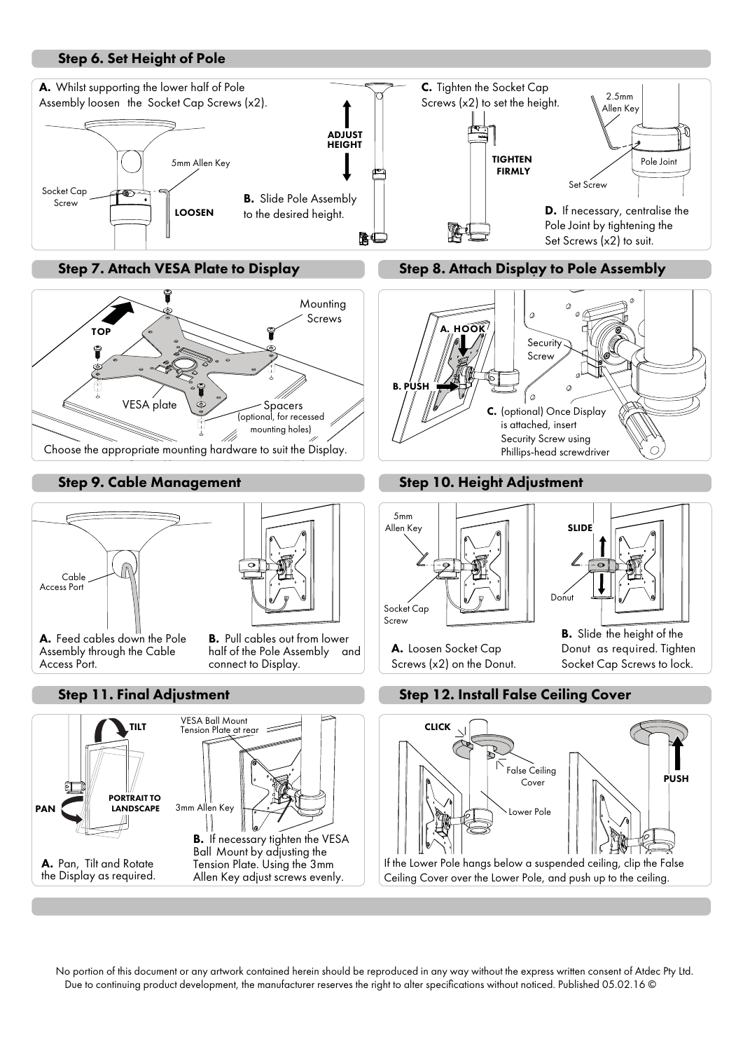## Step 6. Set Height of Pole

**A.** Whilst supporting the lower half of Pole Assembly loosen the Socket Cap Screws (x2).

5mm Allen Key

Socket Cap Screw

LOOSEN

ADJUST HEIGHT

**B.** Slide Pole Assembly to the desired height.

**C.** Tighten the Socket Cap Screws (x2) to set the height.

TIGHTEN FIRMLY

2.5mm Allen Key

Pole Joint

Set Screw

**D.** If necessary, centralise the Pole Joint by tightening the Set Screws (x2) to suit.

## Step 7. Attach VESA Plate to Display

TOP

Mounting Screws

VESA plate

Spacers (optional, for recessed mounting holes)

Choose the appropriate mounting hardware to suit the Display.

## Step 8. Attach Display to Pole Assembly

A. HOOK

B. PUSH

Security Screw

**C.** (optional) Once Display is attached, insert Security Screw using Phillips-head screwdriver

## Step 9. Cable Management

Cable Access Port

**A.** Feed cables down the Pole Assembly through the Cable Access Port.

**B.** Pull cables out from lower half of the Pole Assembly and connect to Display.

## Step 10. Height Adjustment

5mm Allen Key

Socket Cap Screw

**A.** Loosen Socket Cap Screws (x2) on the Donut.

SLIDE

Donut

**B.** Slide the height of the Donut as required. Tighten Socket Cap Screws to lock.

## Step 11. Final Adjustment

TILT

PAN

PORTRAIT TO LANDSCAPE

**A.** Pan, Tilt and Rotate the Display as required.

VESA Ball Mount Tension Plate at rear

3mm Allen Key

**B.** If necessary tighten the VESA Ball Mount by adjusting the Tension Plate. Using the 3mm Allen Key adjust screws evenly.

## Step 12. Install False Ceiling Cover

CLICK

False Ceiling Cover

Lower Pole

PUSH

If the Lower Pole hangs below a suspended ceiling, clip the False Ceiling Cover over the Lower Pole, and push up to the ceiling.

No portion of this document or any artwork contained herein should be reproduced in any way without the express written consent of Atdec Pty Ltd. Due to continuing product development, the manufacturer reserves the right to alter specifications without noticed. Published 05.02.16 ©